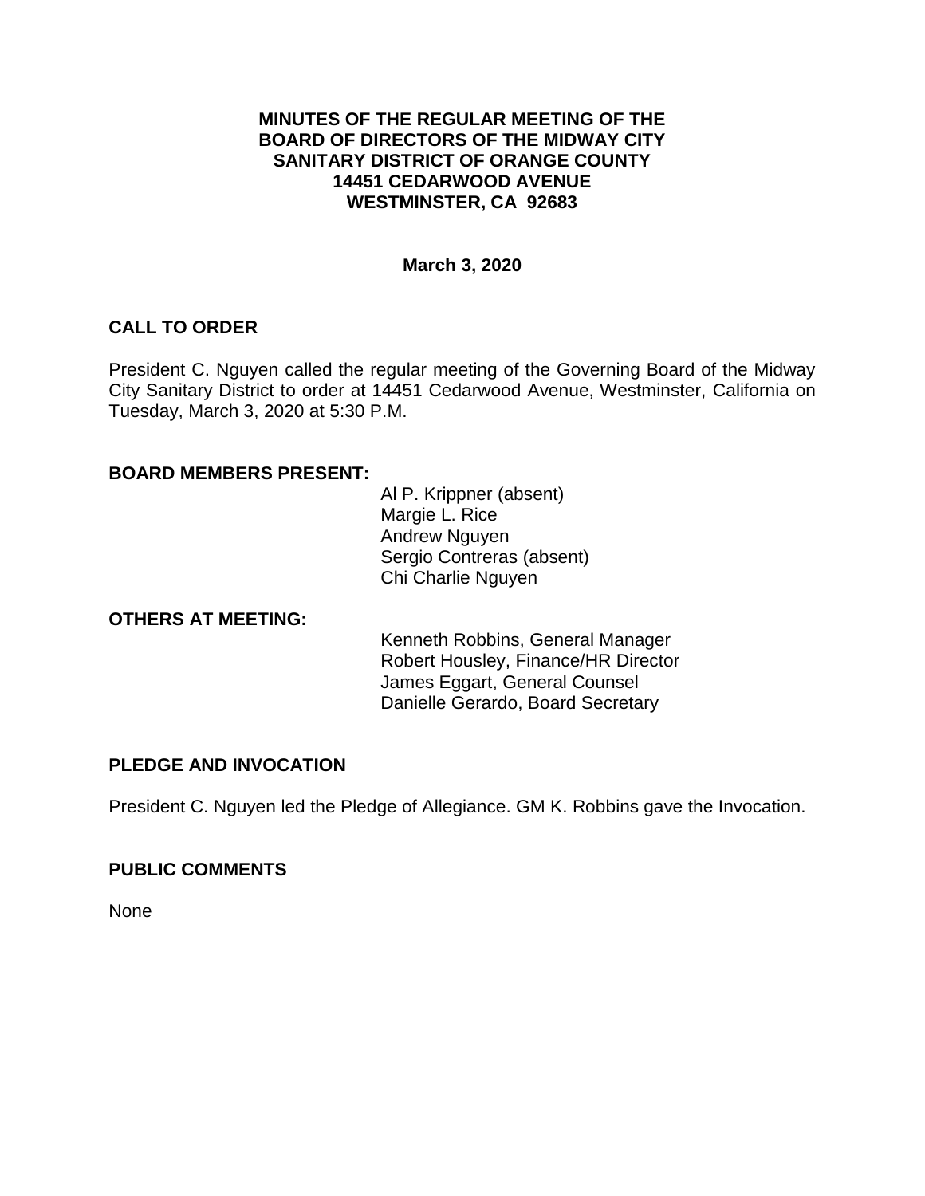**MINUTES OF THE REGULAR MEETING OF THE BOARD OF DIRECTORS OF THE MIDWAY CITY SANITARY DISTRICT OF ORANGE COUNTY 14451 CEDARWOOD AVENUE WESTMINSTER, CA 92683**

**March 3, 2020**

## CALL TO ORDER

President C. Nguyen called the regular meeting of the Governing Board of the Midway City Sanitary District to order at 14451 Cedarwood Avenue, Westminster, California on Tuesday, March 3, 2020 at 5:30 P.M.

**BOARD MEMBERS PRESENT:**

Al P. Krippner (absent)
Margie L. Rice
Andrew Nguyen
Sergio Contreras (absent)
Chi Charlie Nguyen

**OTHERS AT MEETING:**

Kenneth Robbins, General Manager
Robert Housley, Finance/HR Director
James Eggart, General Counsel
Danielle Gerardo, Board Secretary

## PLEDGE AND INVOCATION

President C. Nguyen led the Pledge of Allegiance. GM K. Robbins gave the Invocation.

## PUBLIC COMMENTS

None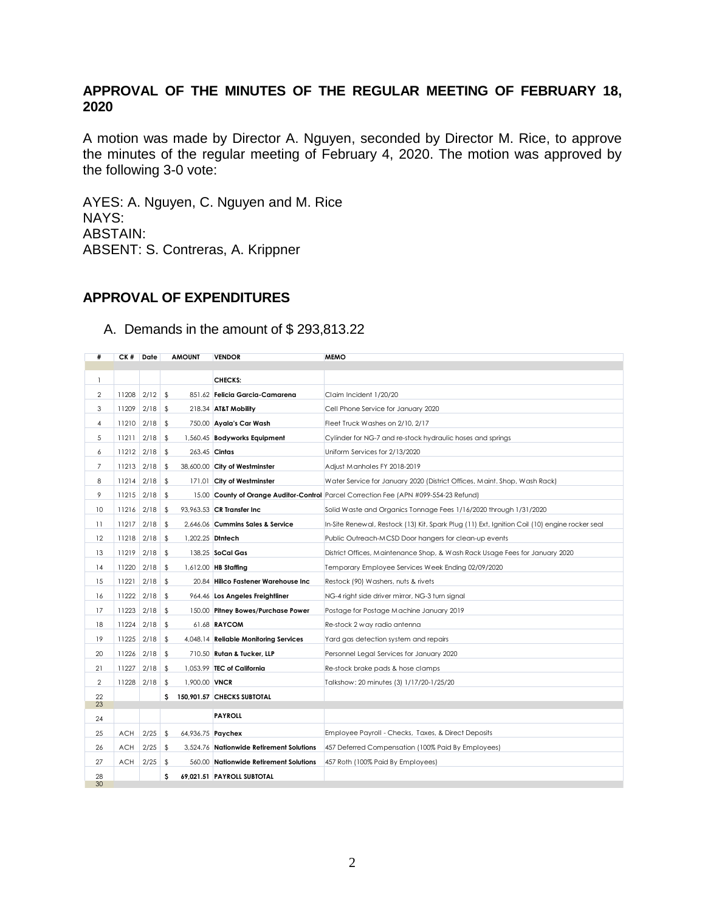## APPROVAL OF THE MINUTES OF THE REGULAR MEETING OF FEBRUARY 18, 2020

A motion was made by Director A. Nguyen, seconded by Director M. Rice, to approve the minutes of the regular meeting of February 4, 2020. The motion was approved by the following 3-0 vote:

AYES: A. Nguyen, C. Nguyen and M. Rice
NAYS:
ABSTAIN:
ABSENT: S. Contreras, A. Krippner

## APPROVAL OF EXPENDITURES

A. Demands in the amount of $ 293,813.22

| # | CK # | Date | AMOUNT | VENDOR | MEMO |
|---|---|---|---|---|---|
| 1 | | | | **CHECKS:** | |
| 2 | 11208 | 2/12 | $ 851.62 | **Felicia Garcia-Camarena** | Claim Incident 1/20/20 |
| 3 | 11209 | 2/18 | $ 218.34 | **AT&T Mobility** | Cell Phone Service for January 2020 |
| 4 | 11210 | 2/18 | $ 750.00 | **Ayala's Car Wash** | Fleet Truck Washes on 2/10, 2/17 |
| 5 | 11211 | 2/18 | $ 1,560.45 | **Bodyworks Equipment** | Cylinder for NG-7 and re-stock hydraulic hoses and springs |
| 6 | 11212 | 2/18 | $ 263.45 | **Cintas** | Uniform Services for 2/13/2020 |
| 7 | 11213 | 2/18 | $ 38,600.00 | **City of Westminster** | Adjust Manholes FY 2018-2019 |
| 8 | 11214 | 2/18 | $ 171.01 | **City of Westminster** | Water Service for January 2020 (District Offices, Maint. Shop, Wash Rack) |
| 9 | 11215 | 2/18 | $ 15.00 | **County of Orange Auditor-Control** | Parcel Correction Fee (APN #099-554-23 Refund) |
| 10 | 11216 | 2/18 | $ 93,963.53 | **CR Transfer Inc** | Solid Waste and Organics Tonnage Fees 1/16/2020 through 1/31/2020 |
| 11 | 11217 | 2/18 | $ 2,646.06 | **Cummins Sales & Service** | In-Site Renewal, Restock (13) Kit, Spark Plug (11) Ext, Ignition Coil (10) engine rocker seal |
| 12 | 11218 | 2/18 | $ 1,202.25 | **Dtntech** | Public Outreach-MCSD Door hangers for clean-up events |
| 13 | 11219 | 2/18 | $ 138.25 | **SoCal Gas** | District Offices, Maintenance Shop, & Wash Rack Usage Fees for January 2020 |
| 14 | 11220 | 2/18 | $ 1,612.00 | **HB Staffing** | Temporary Employee Services Week Ending 02/09/2020 |
| 15 | 11221 | 2/18 | $ 20.84 | **Hillco Fastener Warehouse Inc** | Restock (90) Washers, nuts & rivets |
| 16 | 11222 | 2/18 | $ 964.46 | **Los Angeles Freightliner** | NG-4 right side driver mirror, NG-3 turn signal |
| 17 | 11223 | 2/18 | $ 150.00 | **Pitney Bowes/Purchase Power** | Postage for Postage Machine January 2019 |
| 18 | 11224 | 2/18 | $ 61.68 | **RAYCOM** | Re-stock 2 way radio antenna |
| 19 | 11225 | 2/18 | $ 4,048.14 | **Reliable Monitoring Services** | Yard gas detection system and repairs |
| 20 | 11226 | 2/18 | $ 710.50 | **Rutan & Tucker, LLP** | Personnel Legal Services for January 2020 |
| 21 | 11227 | 2/18 | $ 1,053.99 | **TEC of California** | Re-stock brake pads & hose clamps |
| 2 | 11228 | 2/18 | $ 1,900.00 | **VNCR** | Talkshow: 20 minutes (3) 1/17/20-1/25/20 |
| 22 | | | **$ 150,901.57** | **CHECKS SUBTOTAL** | |
| 23 | | | | | |
| 24 | | | | **PAYROLL** | |
| 25 | ACH | 2/25 | $ 64,936.75 | **Paychex** | Employee Payroll - Checks, Taxes, & Direct Deposits |
| 26 | ACH | 2/25 | $ 3,524.76 | **Nationwide Retirement Solutions** | 457 Deferred Compensation (100% Paid By Employees) |
| 27 | ACH | 2/25 | $ 560.00 | **Nationwide Retirement Solutions** | 457 Roth (100% Paid By Employees) |
| 28 | | | **$ 69,021.51** | **PAYROLL SUBTOTAL** | |
| 30 | | | | | |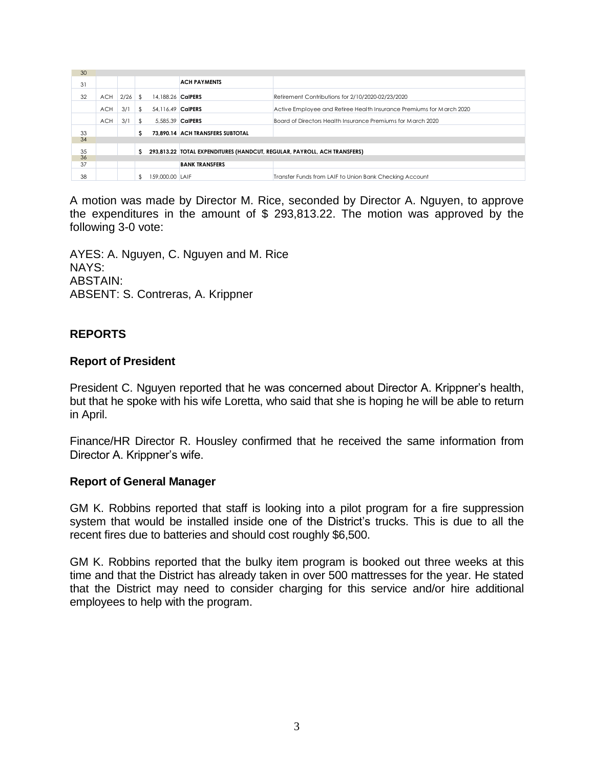| 30 | | | | | |
|---|---|---|---|---|---|
| 31 | | | | **ACH PAYMENTS** | |
| 32 | ACH | 2/26 | $ 14,188.26 | **CalPERS** | Retirement Contributions for 2/10/2020-02/23/2020 |
| | ACH | 3/1 | $ 54,116.49 | **CalPERS** | Active Employee and Retiree Health Insurance Premiums for March 2020 |
| | ACH | 3/1 | $ 5,585.39 | **CalPERS** | Board of Directors Health Insurance Premiums for March 2020 |
| 33 | | | **$ 73,890.14** | **ACH TRANSFERS SUBTOTAL** | |
| 34 | | | | | |
| 35 | | | **$ 293,813.22** | **TOTAL EXPENDITURES (HANDCUT, REGULAR, PAYROLL, ACH TRANSFERS)** | |
| 36 | | | | | |
| 37 | | | | **BANK TRANSFERS** | |
| 38 | | | $ 159,000.00 | LAIF | Transfer Funds from LAIF to Union Bank Checking Account |

A motion was made by Director M. Rice, seconded by Director A. Nguyen, to approve the expenditures in the amount of $ 293,813.22. The motion was approved by the following 3-0 vote:

AYES: A. Nguyen, C. Nguyen and M. Rice
NAYS:
ABSTAIN:
ABSENT: S. Contreras, A. Krippner

## REPORTS

### Report of President

President C. Nguyen reported that he was concerned about Director A. Krippner's health, but that he spoke with his wife Loretta, who said that she is hoping he will be able to return in April.

Finance/HR Director R. Housley confirmed that he received the same information from Director A. Krippner's wife.

### Report of General Manager

GM K. Robbins reported that staff is looking into a pilot program for a fire suppression system that would be installed inside one of the District's trucks. This is due to all the recent fires due to batteries and should cost roughly $6,500.

GM K. Robbins reported that the bulky item program is booked out three weeks at this time and that the District has already taken in over 500 mattresses for the year. He stated that the District may need to consider charging for this service and/or hire additional employees to help with the program.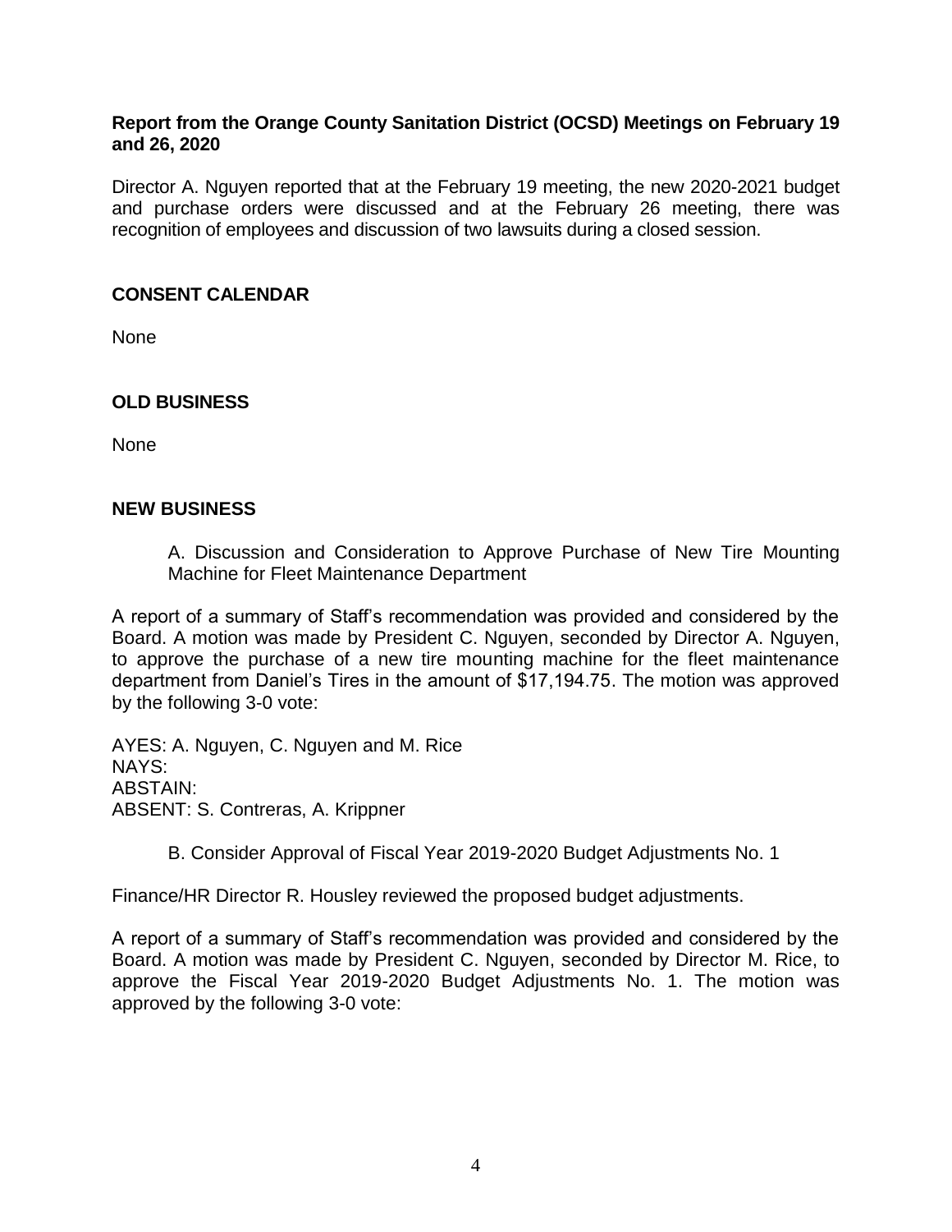**Report from the Orange County Sanitation District (OCSD) Meetings on February 19 and 26, 2020**

Director A. Nguyen reported that at the February 19 meeting, the new 2020-2021 budget and purchase orders were discussed and at the February 26 meeting, there was recognition of employees and discussion of two lawsuits during a closed session.

## CONSENT CALENDAR

None

## OLD BUSINESS

None

## NEW BUSINESS

A. Discussion and Consideration to Approve Purchase of New Tire Mounting Machine for Fleet Maintenance Department

A report of a summary of Staff's recommendation was provided and considered by the Board. A motion was made by President C. Nguyen, seconded by Director A. Nguyen, to approve the purchase of a new tire mounting machine for the fleet maintenance department from Daniel's Tires in the amount of $17,194.75. The motion was approved by the following 3-0 vote:

AYES: A. Nguyen, C. Nguyen and M. Rice
NAYS:
ABSTAIN:
ABSENT: S. Contreras, A. Krippner

B. Consider Approval of Fiscal Year 2019-2020 Budget Adjustments No. 1

Finance/HR Director R. Housley reviewed the proposed budget adjustments.

A report of a summary of Staff's recommendation was provided and considered by the Board. A motion was made by President C. Nguyen, seconded by Director M. Rice, to approve the Fiscal Year 2019-2020 Budget Adjustments No. 1. The motion was approved by the following 3-0 vote: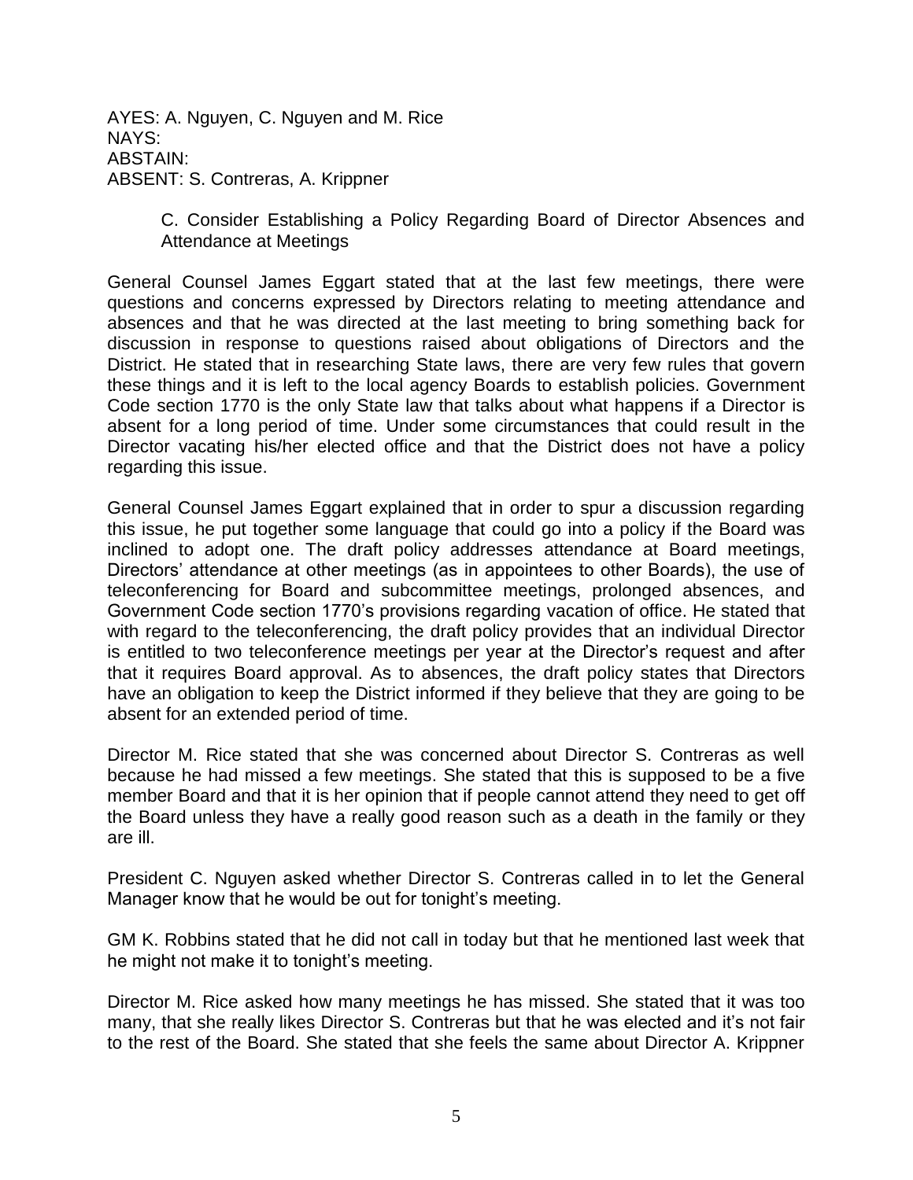AYES: A. Nguyen, C. Nguyen and M. Rice
NAYS:
ABSTAIN:
ABSENT: S. Contreras, A. Krippner

C. Consider Establishing a Policy Regarding Board of Director Absences and Attendance at Meetings

General Counsel James Eggart stated that at the last few meetings, there were questions and concerns expressed by Directors relating to meeting attendance and absences and that he was directed at the last meeting to bring something back for discussion in response to questions raised about obligations of Directors and the District. He stated that in researching State laws, there are very few rules that govern these things and it is left to the local agency Boards to establish policies. Government Code section 1770 is the only State law that talks about what happens if a Director is absent for a long period of time. Under some circumstances that could result in the Director vacating his/her elected office and that the District does not have a policy regarding this issue.

General Counsel James Eggart explained that in order to spur a discussion regarding this issue, he put together some language that could go into a policy if the Board was inclined to adopt one. The draft policy addresses attendance at Board meetings, Directors' attendance at other meetings (as in appointees to other Boards), the use of teleconferencing for Board and subcommittee meetings, prolonged absences, and Government Code section 1770's provisions regarding vacation of office. He stated that with regard to the teleconferencing, the draft policy provides that an individual Director is entitled to two teleconference meetings per year at the Director's request and after that it requires Board approval. As to absences, the draft policy states that Directors have an obligation to keep the District informed if they believe that they are going to be absent for an extended period of time.

Director M. Rice stated that she was concerned about Director S. Contreras as well because he had missed a few meetings. She stated that this is supposed to be a five member Board and that it is her opinion that if people cannot attend they need to get off the Board unless they have a really good reason such as a death in the family or they are ill.

President C. Nguyen asked whether Director S. Contreras called in to let the General Manager know that he would be out for tonight's meeting.

GM K. Robbins stated that he did not call in today but that he mentioned last week that he might not make it to tonight's meeting.

Director M. Rice asked how many meetings he has missed. She stated that it was too many, that she really likes Director S. Contreras but that he was elected and it's not fair to the rest of the Board. She stated that she feels the same about Director A. Krippner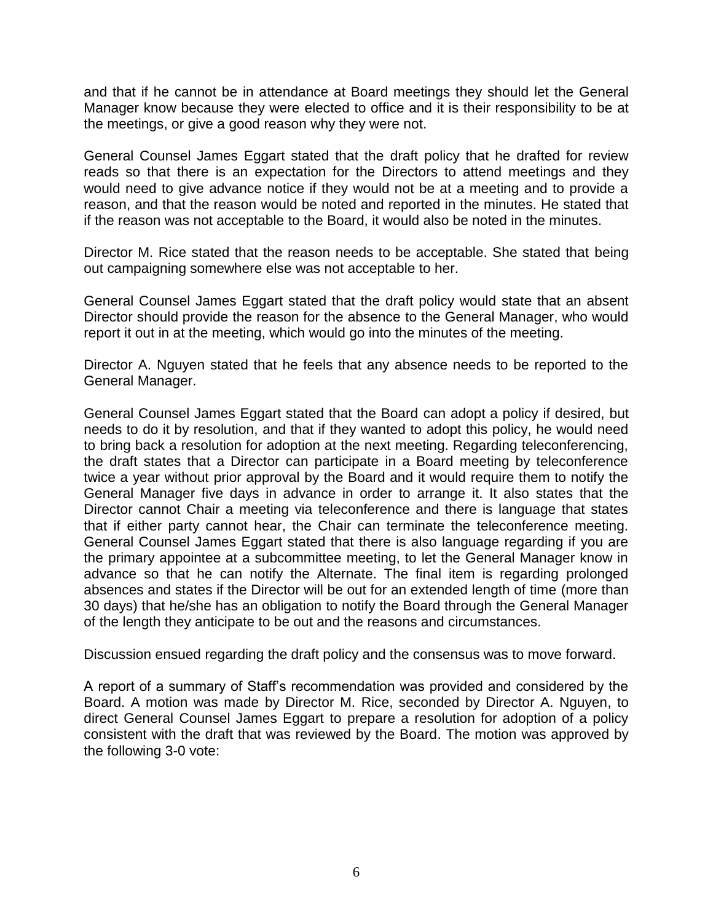and that if he cannot be in attendance at Board meetings they should let the General Manager know because they were elected to office and it is their responsibility to be at the meetings, or give a good reason why they were not.

General Counsel James Eggart stated that the draft policy that he drafted for review reads so that there is an expectation for the Directors to attend meetings and they would need to give advance notice if they would not be at a meeting and to provide a reason, and that the reason would be noted and reported in the minutes. He stated that if the reason was not acceptable to the Board, it would also be noted in the minutes.

Director M. Rice stated that the reason needs to be acceptable. She stated that being out campaigning somewhere else was not acceptable to her.

General Counsel James Eggart stated that the draft policy would state that an absent Director should provide the reason for the absence to the General Manager, who would report it out in at the meeting, which would go into the minutes of the meeting.

Director A. Nguyen stated that he feels that any absence needs to be reported to the General Manager.

General Counsel James Eggart stated that the Board can adopt a policy if desired, but needs to do it by resolution, and that if they wanted to adopt this policy, he would need to bring back a resolution for adoption at the next meeting. Regarding teleconferencing, the draft states that a Director can participate in a Board meeting by teleconference twice a year without prior approval by the Board and it would require them to notify the General Manager five days in advance in order to arrange it. It also states that the Director cannot Chair a meeting via teleconference and there is language that states that if either party cannot hear, the Chair can terminate the teleconference meeting. General Counsel James Eggart stated that there is also language regarding if you are the primary appointee at a subcommittee meeting, to let the General Manager know in advance so that he can notify the Alternate. The final item is regarding prolonged absences and states if the Director will be out for an extended length of time (more than 30 days) that he/she has an obligation to notify the Board through the General Manager of the length they anticipate to be out and the reasons and circumstances.

Discussion ensued regarding the draft policy and the consensus was to move forward.

A report of a summary of Staff's recommendation was provided and considered by the Board. A motion was made by Director M. Rice, seconded by Director A. Nguyen, to direct General Counsel James Eggart to prepare a resolution for adoption of a policy consistent with the draft that was reviewed by the Board. The motion was approved by the following 3-0 vote: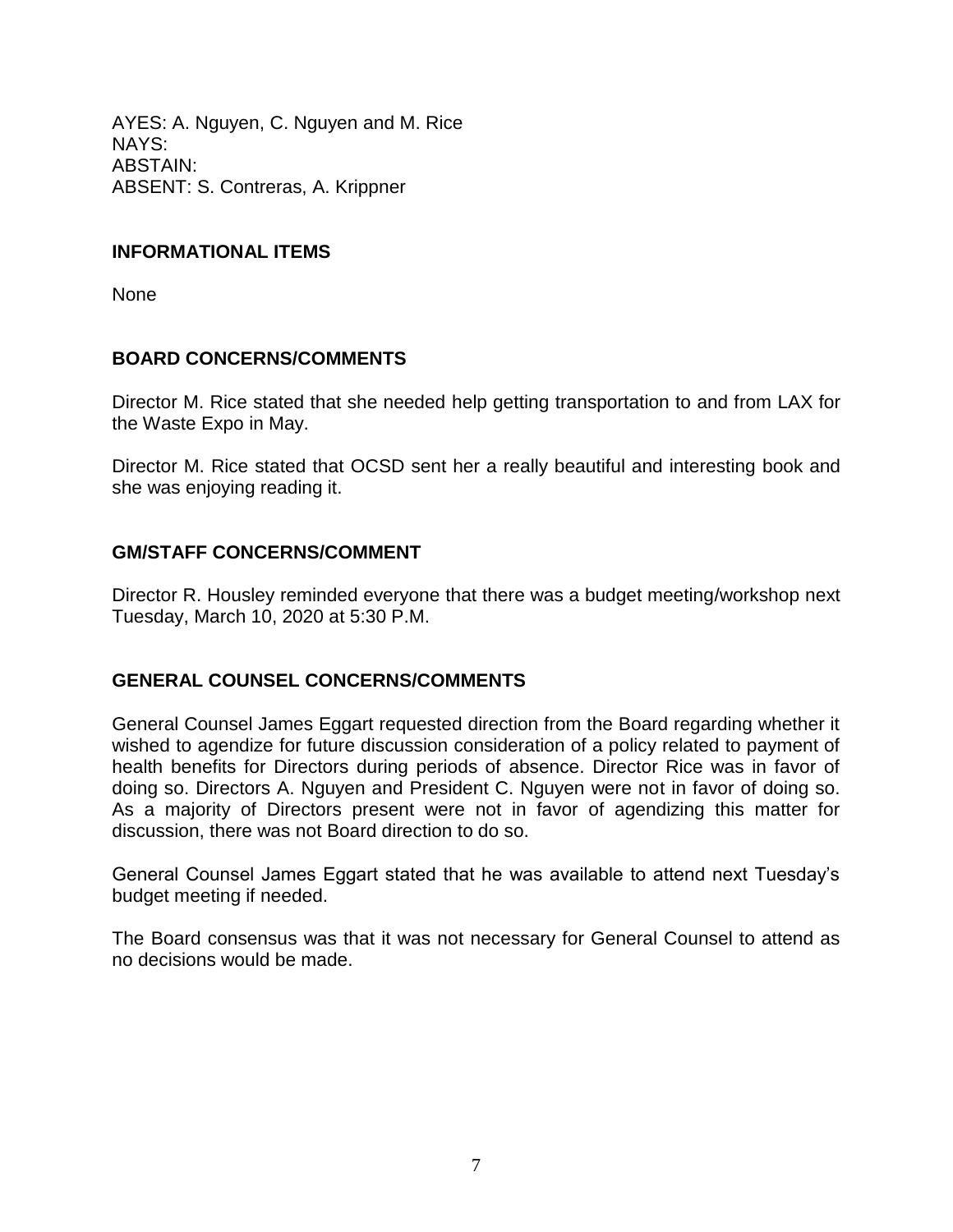AYES: A. Nguyen, C. Nguyen and M. Rice
NAYS:
ABSTAIN:
ABSENT: S. Contreras, A. Krippner

## INFORMATIONAL ITEMS

None

## BOARD CONCERNS/COMMENTS

Director M. Rice stated that she needed help getting transportation to and from LAX for the Waste Expo in May.

Director M. Rice stated that OCSD sent her a really beautiful and interesting book and she was enjoying reading it.

## GM/STAFF CONCERNS/COMMENT

Director R. Housley reminded everyone that there was a budget meeting/workshop next Tuesday, March 10, 2020 at 5:30 P.M.

## GENERAL COUNSEL CONCERNS/COMMENTS

General Counsel James Eggart requested direction from the Board regarding whether it wished to agendize for future discussion consideration of a policy related to payment of health benefits for Directors during periods of absence. Director Rice was in favor of doing so. Directors A. Nguyen and President C. Nguyen were not in favor of doing so. As a majority of Directors present were not in favor of agendizing this matter for discussion, there was not Board direction to do so.

General Counsel James Eggart stated that he was available to attend next Tuesday's budget meeting if needed.

The Board consensus was that it was not necessary for General Counsel to attend as no decisions would be made.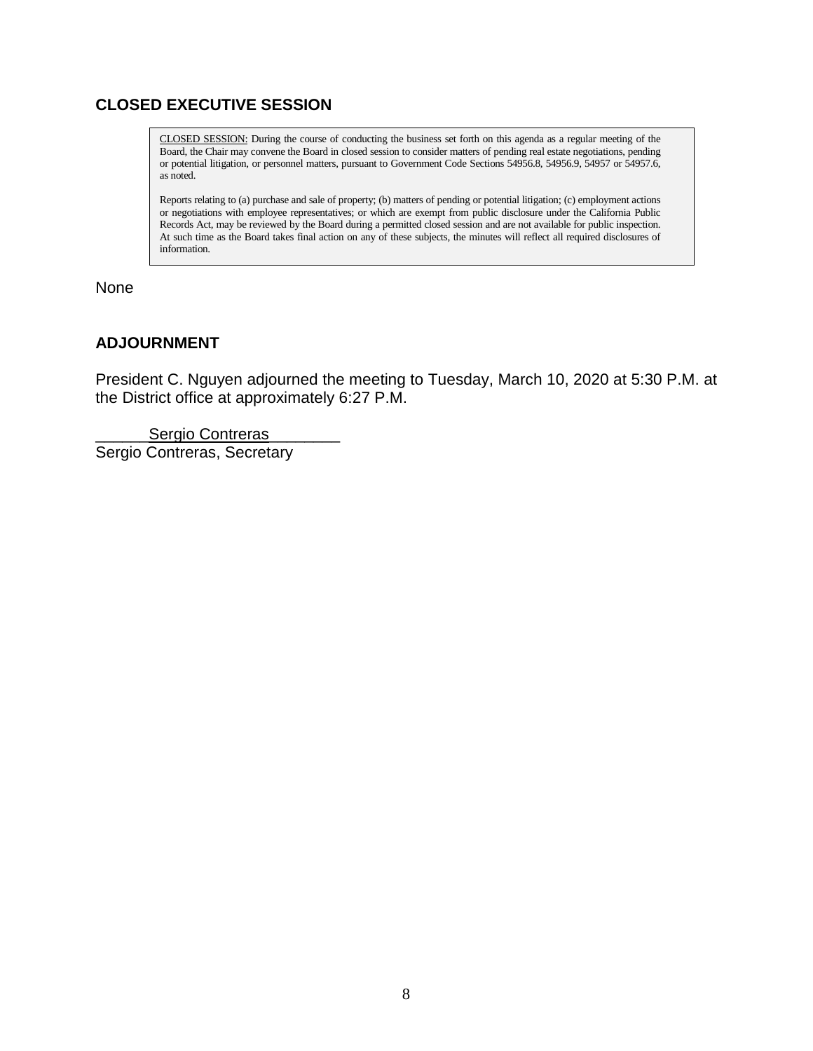## CLOSED EXECUTIVE SESSION

> <u>CLOSED SESSION:</u> During the course of conducting the business set forth on this agenda as a regular meeting of the Board, the Chair may convene the Board in closed session to consider matters of pending real estate negotiations, pending or potential litigation, or personnel matters, pursuant to Government Code Sections 54956.8, 54956.9, 54957 or 54957.6, as noted.
>
> Reports relating to (a) purchase and sale of property; (b) matters of pending or potential litigation; (c) employment actions or negotiations with employee representatives; or which are exempt from public disclosure under the California Public Records Act, may be reviewed by the Board during a permitted closed session and are not available for public inspection. At such time as the Board takes final action on any of these subjects, the minutes will reflect all required disclosures of information.

None

## ADJOURNMENT

President C. Nguyen adjourned the meeting to Tuesday, March 10, 2020 at 5:30 P.M. at the District office at approximately 6:27 P.M.

<u>Sergio Contreras</u>
Sergio Contreras, Secretary